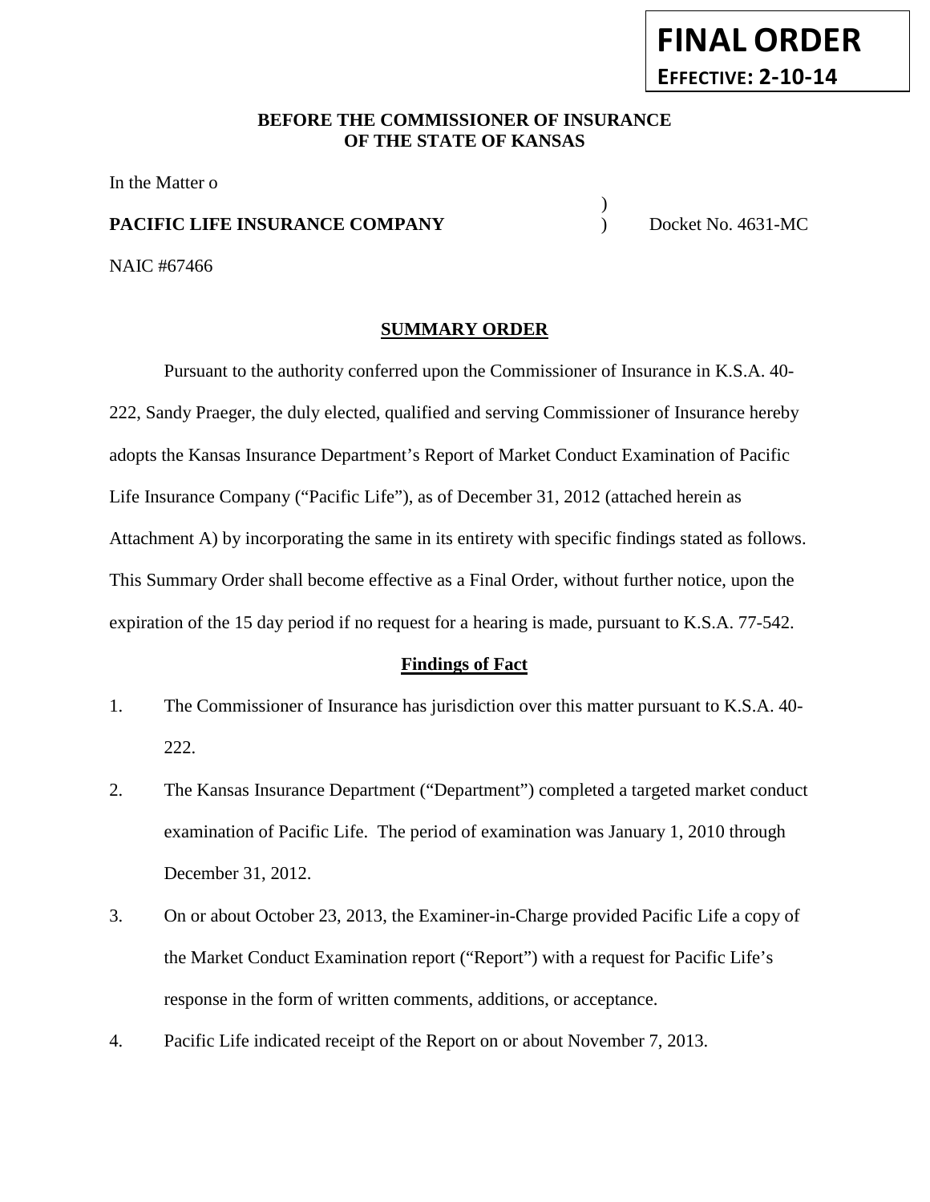**FINAL ORDER**

**EFFECTIVE: 2-10-14**

**BEFORE THE COMMISSIONER OF INSURANCE**
**OF THE STATE OF KANSAS**

In the Matter o

**PACIFIC LIFE INSURANCE COMPANY** ) Docket No. 4631-MC

NAIC #67466

## SUMMARY ORDER

Pursuant to the authority conferred upon the Commissioner of Insurance in K.S.A. 40-222, Sandy Praeger, the duly elected, qualified and serving Commissioner of Insurance hereby adopts the Kansas Insurance Department's Report of Market Conduct Examination of Pacific Life Insurance Company ("Pacific Life"), as of December 31, 2012 (attached herein as Attachment A) by incorporating the same in its entirety with specific findings stated as follows. This Summary Order shall become effective as a Final Order, without further notice, upon the expiration of the 15 day period if no request for a hearing is made, pursuant to K.S.A. 77-542.

### Findings of Fact

1. The Commissioner of Insurance has jurisdiction over this matter pursuant to K.S.A. 40-222.
2. The Kansas Insurance Department ("Department") completed a targeted market conduct examination of Pacific Life. The period of examination was January 1, 2010 through December 31, 2012.
3. On or about October 23, 2013, the Examiner-in-Charge provided Pacific Life a copy of the Market Conduct Examination report ("Report") with a request for Pacific Life's response in the form of written comments, additions, or acceptance.
4. Pacific Life indicated receipt of the Report on or about November 7, 2013.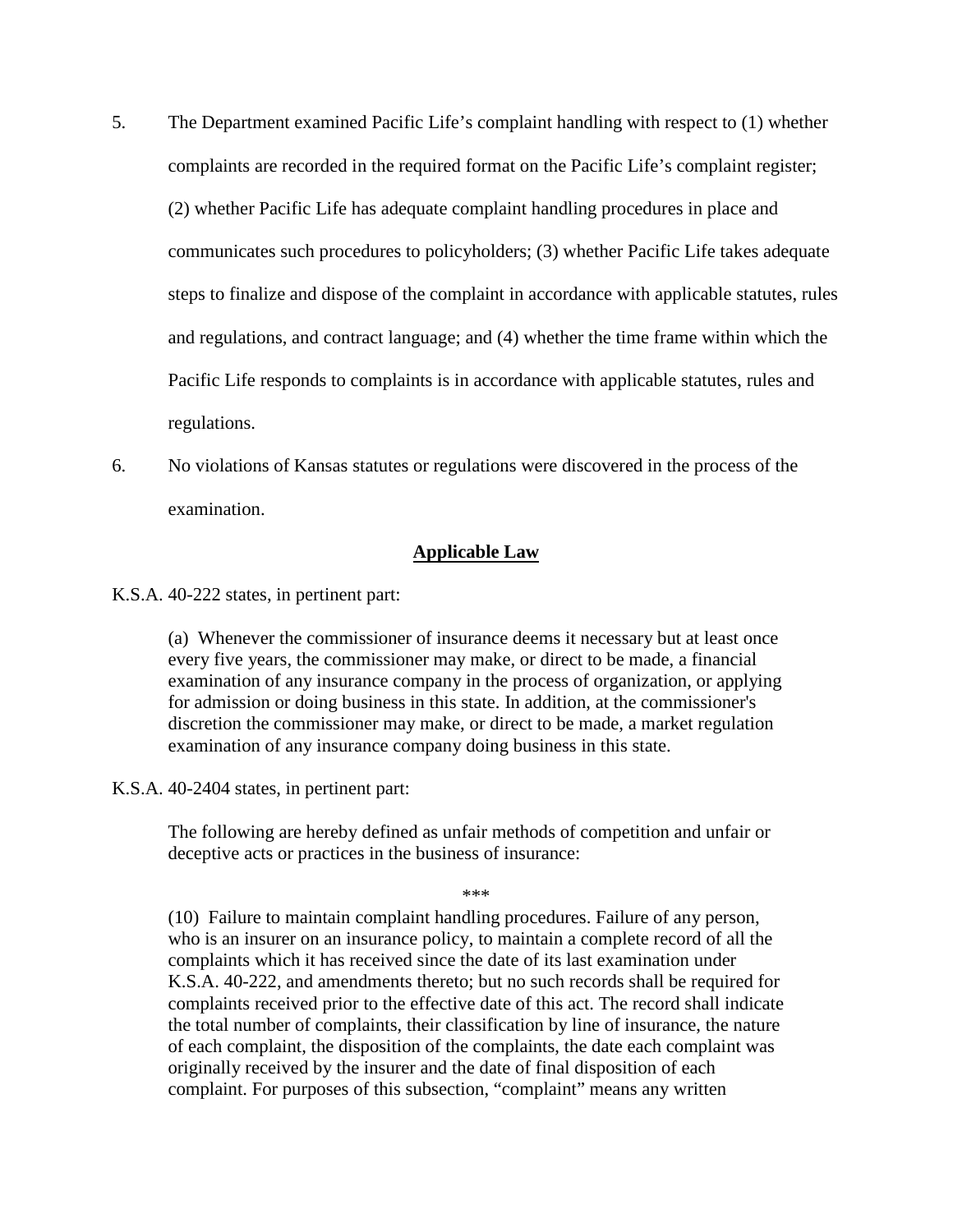5. The Department examined Pacific Life's complaint handling with respect to (1) whether complaints are recorded in the required format on the Pacific Life's complaint register; (2) whether Pacific Life has adequate complaint handling procedures in place and communicates such procedures to policyholders; (3) whether Pacific Life takes adequate steps to finalize and dispose of the complaint in accordance with applicable statutes, rules and regulations, and contract language; and (4) whether the time frame within which the Pacific Life responds to complaints is in accordance with applicable statutes, rules and regulations.

6. No violations of Kansas statutes or regulations were discovered in the process of the examination.

## Applicable Law

K.S.A. 40-222 states, in pertinent part:

> (a) Whenever the commissioner of insurance deems it necessary but at least once every five years, the commissioner may make, or direct to be made, a financial examination of any insurance company in the process of organization, or applying for admission or doing business in this state. In addition, at the commissioner's discretion the commissioner may make, or direct to be made, a market regulation examination of any insurance company doing business in this state.

K.S.A. 40-2404 states, in pertinent part:

> The following are hereby defined as unfair methods of competition and unfair or deceptive acts or practices in the business of insurance:
>
> ***
>
> (10) Failure to maintain complaint handling procedures. Failure of any person, who is an insurer on an insurance policy, to maintain a complete record of all the complaints which it has received since the date of its last examination under K.S.A. 40-222, and amendments thereto; but no such records shall be required for complaints received prior to the effective date of this act. The record shall indicate the total number of complaints, their classification by line of insurance, the nature of each complaint, the disposition of the complaints, the date each complaint was originally received by the insurer and the date of final disposition of each complaint. For purposes of this subsection, "complaint" means any written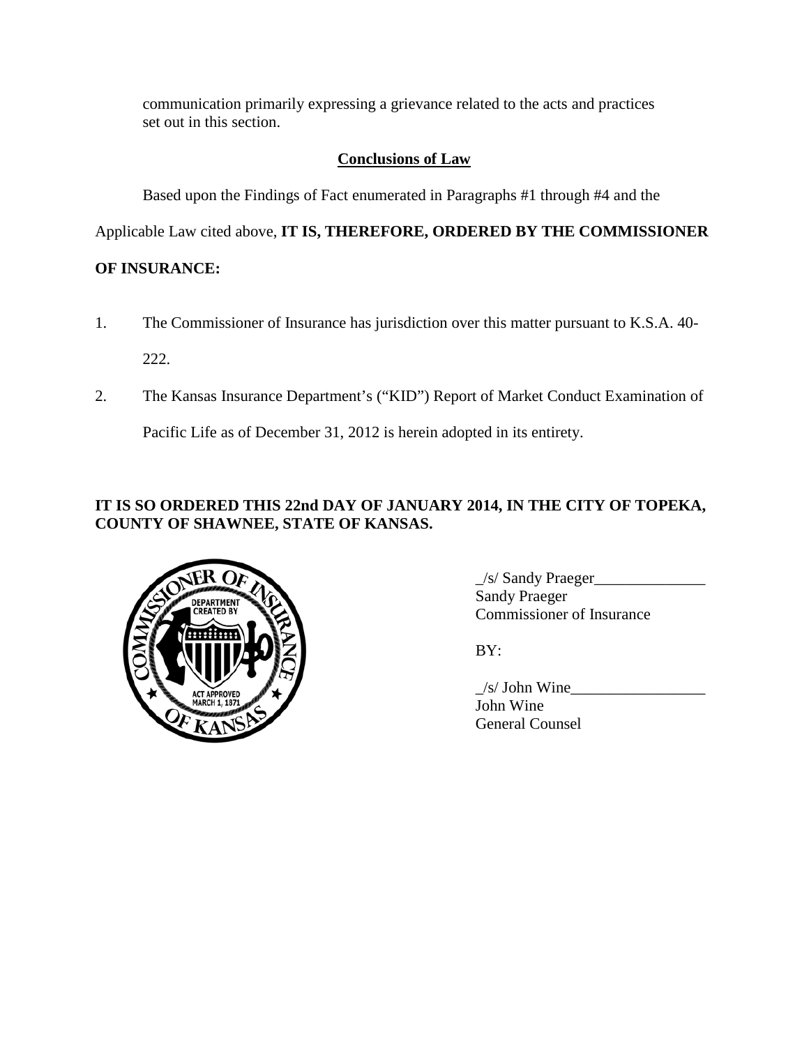communication primarily expressing a grievance related to the acts and practices set out in this section.

## Conclusions of Law

Based upon the Findings of Fact enumerated in Paragraphs #1 through #4 and the Applicable Law cited above, **IT IS, THEREFORE, ORDERED BY THE COMMISSIONER OF INSURANCE:**

1. The Commissioner of Insurance has jurisdiction over this matter pursuant to K.S.A. 40-222.
2. The Kansas Insurance Department's ("KID") Report of Market Conduct Examination of Pacific Life as of December 31, 2012 is herein adopted in its entirety.

**IT IS SO ORDERED THIS 22nd DAY OF JANUARY 2014, IN THE CITY OF TOPEKA, COUNTY OF SHAWNEE, STATE OF KANSAS.**

_/s/ Sandy Praeger______________
Sandy Praeger
Commissioner of Insurance

BY:

_/s/ John Wine_________________
John Wine
General Counsel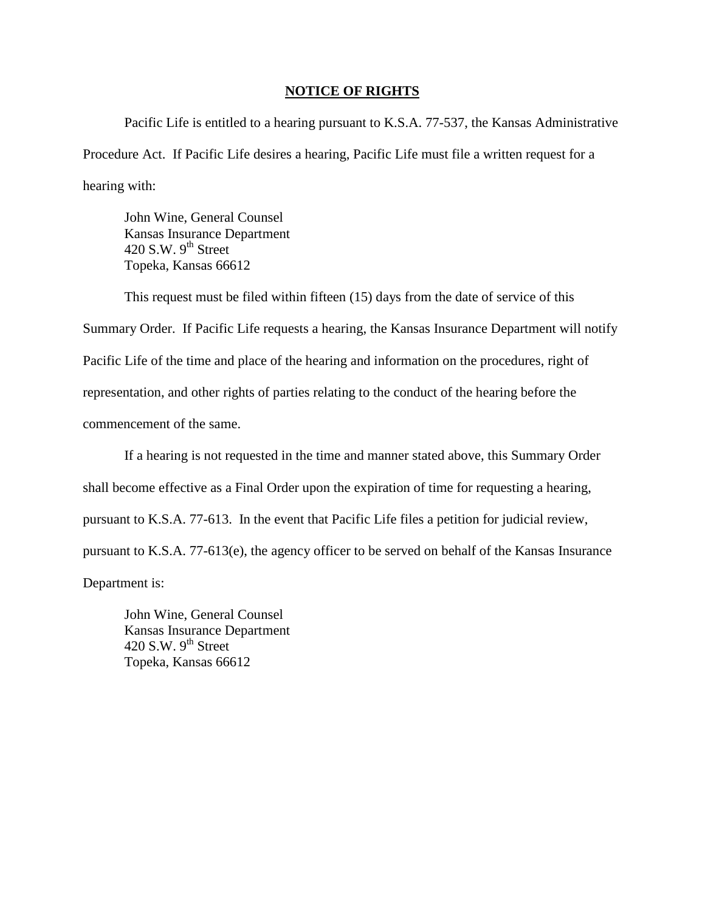## NOTICE OF RIGHTS

Pacific Life is entitled to a hearing pursuant to K.S.A. 77-537, the Kansas Administrative Procedure Act. If Pacific Life desires a hearing, Pacific Life must file a written request for a hearing with:

John Wine, General Counsel  
Kansas Insurance Department  
420 S.W. 9th Street  
Topeka, Kansas 66612

This request must be filed within fifteen (15) days from the date of service of this Summary Order. If Pacific Life requests a hearing, the Kansas Insurance Department will notify Pacific Life of the time and place of the hearing and information on the procedures, right of representation, and other rights of parties relating to the conduct of the hearing before the commencement of the same.

If a hearing is not requested in the time and manner stated above, this Summary Order shall become effective as a Final Order upon the expiration of time for requesting a hearing, pursuant to K.S.A. 77-613. In the event that Pacific Life files a petition for judicial review, pursuant to K.S.A. 77-613(e), the agency officer to be served on behalf of the Kansas Insurance Department is:

John Wine, General Counsel  
Kansas Insurance Department  
420 S.W. 9th Street  
Topeka, Kansas 66612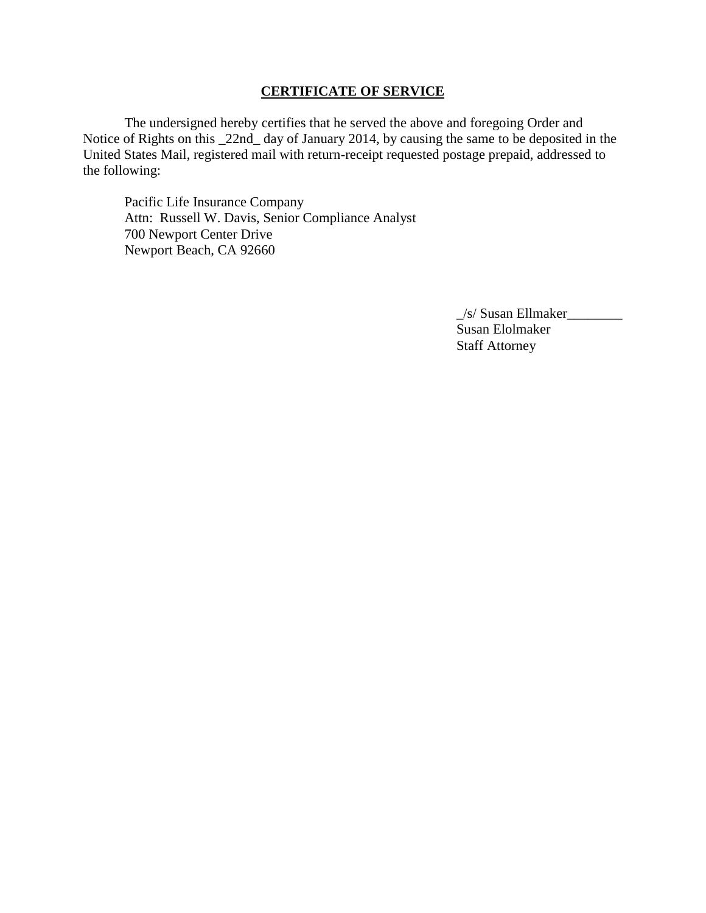**CERTIFICATE OF SERVICE**

The undersigned hereby certifies that he served the above and foregoing Order and Notice of Rights on this _22nd_ day of January 2014, by causing the same to be deposited in the United States Mail, registered mail with return-receipt requested postage prepaid, addressed to the following:

Pacific Life Insurance Company
Attn: Russell W. Davis, Senior Compliance Analyst
700 Newport Center Drive
Newport Beach, CA 92660

_/s/ Susan Ellmaker________
Susan Elolmaker
Staff Attorney